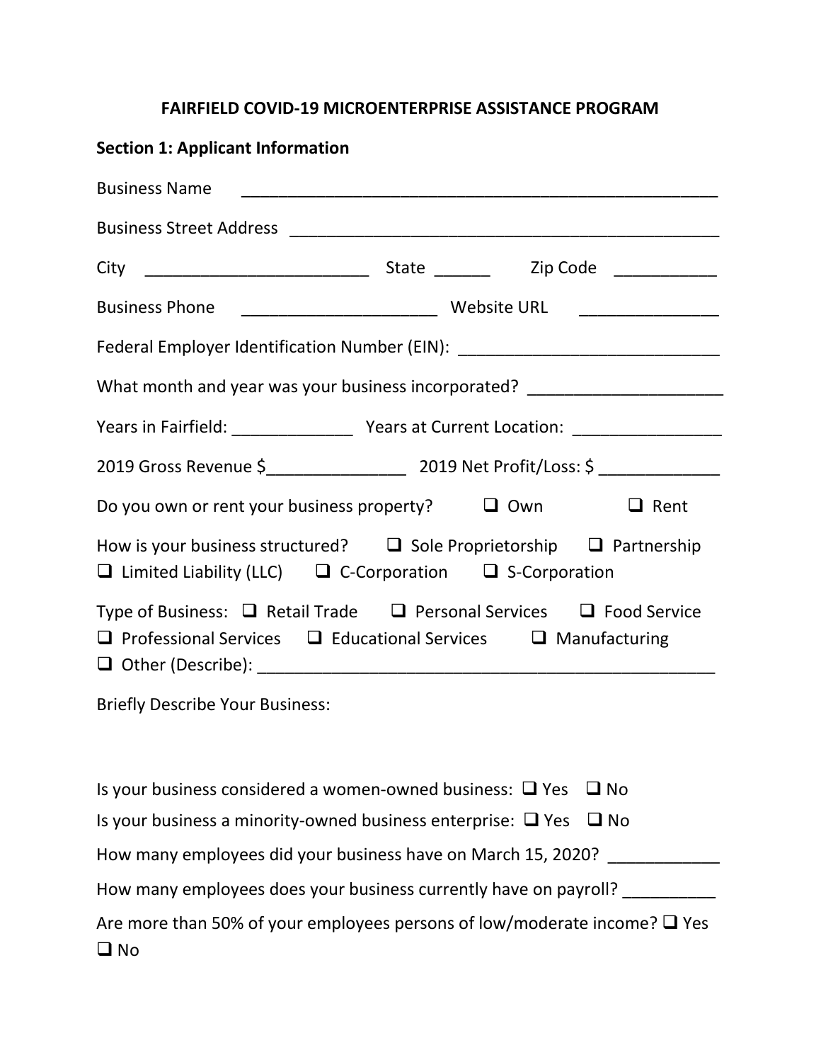# FAIRFIELD COVID-19 MICROENTERPRISE ASSISTANCE PROGRAM

## Section 1: Applicant Information

Business Name ______________________________________________________

Business Street Address ________________________________________________

City ________________________ State ______ Zip Code ___________

Business Phone _____________________ Website URL _______________

Federal Employer Identification Number (EIN): ____________________________

What month and year was your business incorporated? _____________________

Years in Fairfield: _____________ Years at Current Location: ________________

2019 Gross Revenue $_______________ 2019 Net Profit/Loss: $ _____________

Do you own or rent your business property? ❑ Own ❑ Rent

How is your business structured? ❑ Sole Proprietorship ❑ Partnership ❑ Limited Liability (LLC) ❑ C-Corporation ❑ S-Corporation

Type of Business: ❑ Retail Trade ❑ Personal Services ❑ Food Service ❑ Professional Services ❑ Educational Services ❑ Manufacturing ❑ Other (Describe): _________________________________________________

Briefly Describe Your Business:

Is your business considered a women-owned business: ❑ Yes ❑ No

Is your business a minority-owned business enterprise: ❑ Yes ❑ No

How many employees did your business have on March 15, 2020? ____________

How many employees does your business currently have on payroll? __________

Are more than 50% of your employees persons of low/moderate income? ❑ Yes ❑ No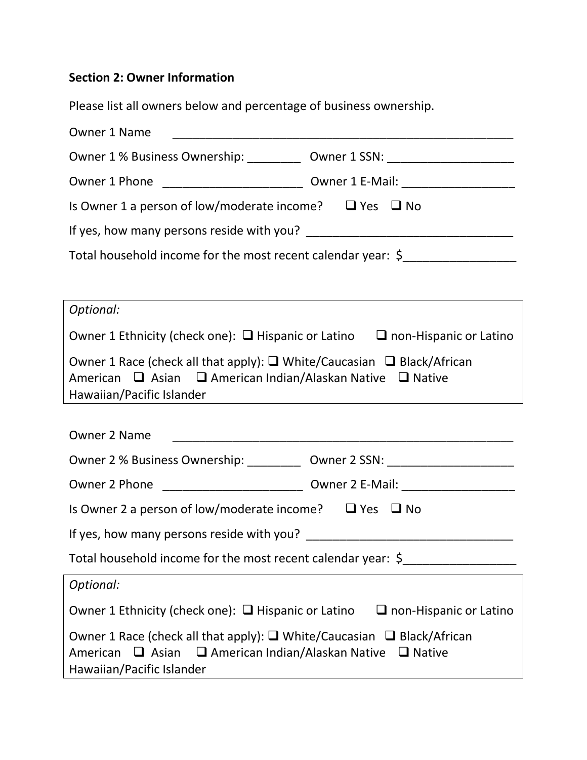**Section 2: Owner Information**

Please list all owners below and percentage of business ownership.

Owner 1 Name ______________________________________________________

Owner 1 % Business Ownership: ________ Owner 1 SSN: ___________________

Owner 1 Phone _____________________ Owner 1 E-Mail: _________________

Is Owner 1 a person of low/moderate income? ❑ Yes ❑ No

If yes, how many persons reside with you? _______________________________

Total household income for the most recent calendar year: $_________________

*Optional:*

Owner 1 Ethnicity (check one): ❑ Hispanic or Latino ❑ non-Hispanic or Latino

Owner 1 Race (check all that apply): ❑ White/Caucasian ❑ Black/African American ❑ Asian ❑ American Indian/Alaskan Native ❑ Native Hawaiian/Pacific Islander

Owner 2 Name ______________________________________________________

Owner 2 % Business Ownership: ________ Owner 2 SSN: ___________________

Owner 2 Phone _____________________ Owner 2 E-Mail: _________________

Is Owner 2 a person of low/moderate income? ❑ Yes ❑ No

If yes, how many persons reside with you? _______________________________

Total household income for the most recent calendar year: $_________________

*Optional:*

Owner 1 Ethnicity (check one): ❑ Hispanic or Latino ❑ non-Hispanic or Latino

Owner 1 Race (check all that apply): ❑ White/Caucasian ❑ Black/African American ❑ Asian ❑ American Indian/Alaskan Native ❑ Native Hawaiian/Pacific Islander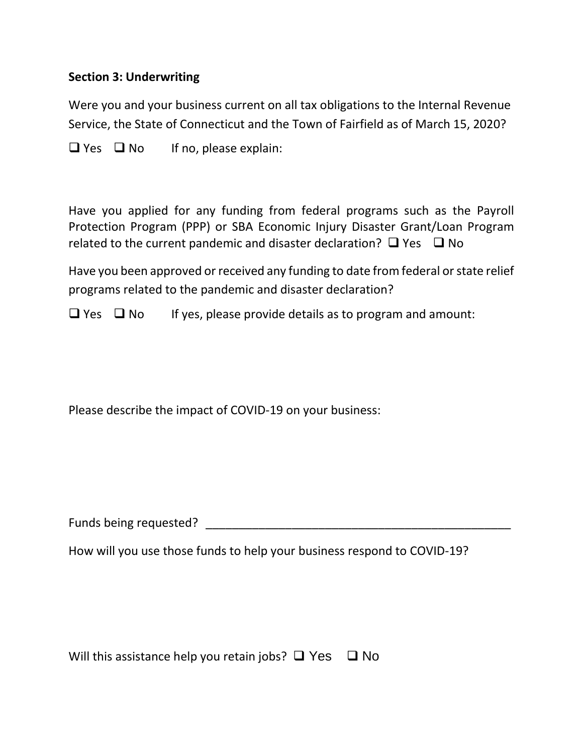**Section 3: Underwriting**

Were you and your business current on all tax obligations to the Internal Revenue Service, the State of Connecticut and the Town of Fairfield as of March 15, 2020?

❑ Yes ❑ No If no, please explain:

Have you applied for any funding from federal programs such as the Payroll Protection Program (PPP) or SBA Economic Injury Disaster Grant/Loan Program related to the current pandemic and disaster declaration? ❑ Yes ❑ No

Have you been approved or received any funding to date from federal or state relief programs related to the pandemic and disaster declaration?

❑ Yes ❑ No If yes, please provide details as to program and amount:

Please describe the impact of COVID-19 on your business:

Funds being requested? ______________________________________________

How will you use those funds to help your business respond to COVID-19?

Will this assistance help you retain jobs? ❑ Yes ❑ No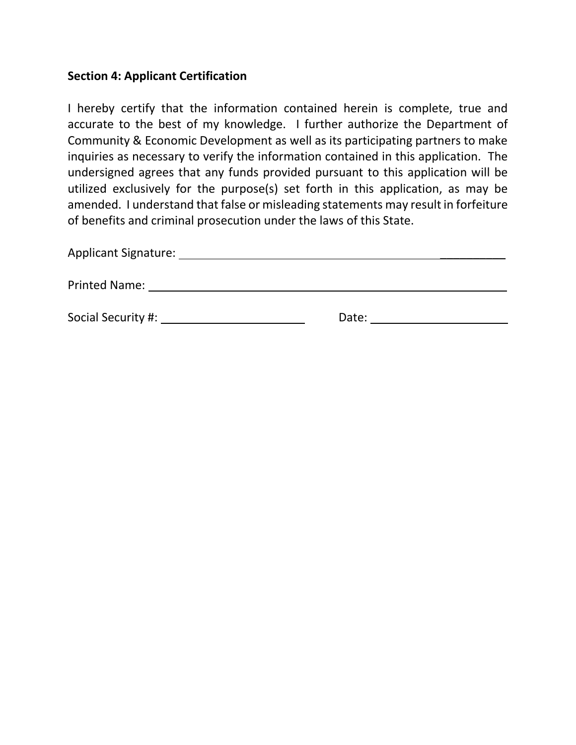**Section 4: Applicant Certification**

I hereby certify that the information contained herein is complete, true and accurate to the best of my knowledge. I further authorize the Department of Community & Economic Development as well as its participating partners to make inquiries as necessary to verify the information contained in this application. The undersigned agrees that any funds provided pursuant to this application will be utilized exclusively for the purpose(s) set forth in this application, as may be amended. I understand that false or misleading statements may result in forfeiture of benefits and criminal prosecution under the laws of this State.

Applicant Signature: ______________________________________________

Printed Name: ______________________________________________

Social Security #: ________________________ Date: ________________________